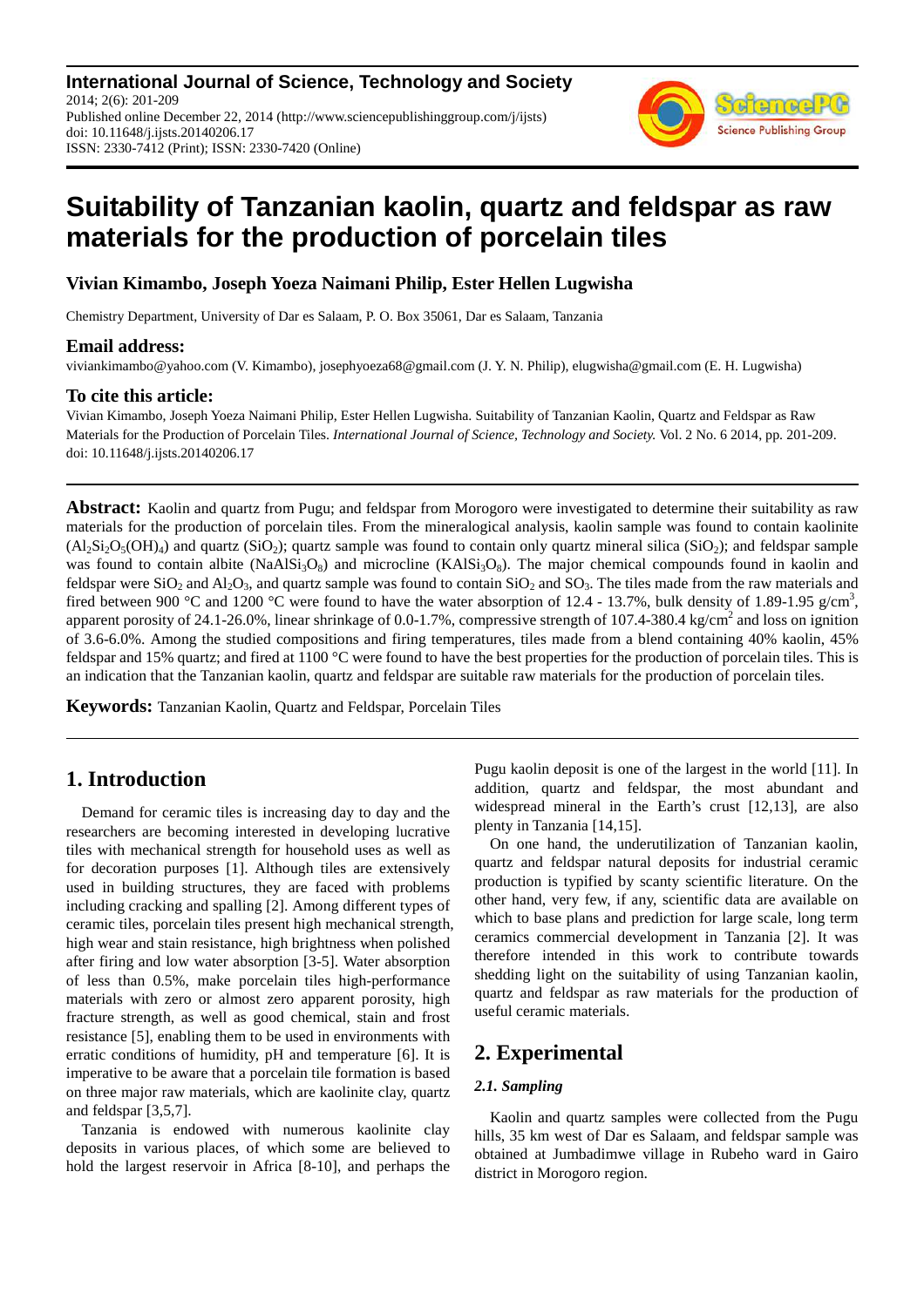**International Journal of Science, Technology and Society**
2014; 2(6): 201-209
Published online December 22, 2014 (http://www.sciencepublishinggroup.com/j/ijsts)
doi: 10.11648/j.ijsts.20140206.17
ISSN: 2330-7412 (Print); ISSN: 2330-7420 (Online)

# Suitability of Tanzanian kaolin, quartz and feldspar as raw materials for the production of porcelain tiles

**Vivian Kimambo, Joseph Yoeza Naimani Philip, Ester Hellen Lugwisha**

Chemistry Department, University of Dar es Salaam, P. O. Box 35061, Dar es Salaam, Tanzania

### Email address:

viviankimambo@yahoo.com (V. Kimambo), josephyoeza68@gmail.com (J. Y. N. Philip), elugwisha@gmail.com (E. H. Lugwisha)

### To cite this article:

Vivian Kimambo, Joseph Yoeza Naimani Philip, Ester Hellen Lugwisha. Suitability of Tanzanian Kaolin, Quartz and Feldspar as Raw Materials for the Production of Porcelain Tiles. *International Journal of Science, Technology and Society.* Vol. 2 No. 6 2014, pp. 201-209. doi: 10.11648/j.ijsts.20140206.17

**Abstract:** Kaolin and quartz from Pugu; and feldspar from Morogoro were investigated to determine their suitability as raw materials for the production of porcelain tiles. From the mineralogical analysis, kaolin sample was found to contain kaolinite ($Al_2Si_2O_5(OH)_4$) and quartz ($SiO_2$); quartz sample was found to contain only quartz mineral silica ($SiO_2$); and feldspar sample was found to contain albite ($NaAlSi_3O_8$) and microcline ($KAlSi_3O_8$). The major chemical compounds found in kaolin and feldspar were $SiO_2$ and $Al_2O_3$, and quartz sample was found to contain $SiO_2$ and $SO_3$. The tiles made from the raw materials and fired between 900 °C and 1200 °C were found to have the water absorption of 12.4 - 13.7%, bulk density of 1.89-1.95 g/cm$^3$, apparent porosity of 24.1-26.0%, linear shrinkage of 0.0-1.7%, compressive strength of 107.4-380.4 kg/cm$^2$ and loss on ignition of 3.6-6.0%. Among the studied compositions and firing temperatures, tiles made from a blend containing 40% kaolin, 45% feldspar and 15% quartz; and fired at 1100 °C were found to have the best properties for the production of porcelain tiles. This is an indication that the Tanzanian kaolin, quartz and feldspar are suitable raw materials for the production of porcelain tiles.

**Keywords:** Tanzanian Kaolin, Quartz and Feldspar, Porcelain Tiles

## 1. Introduction

Demand for ceramic tiles is increasing day to day and the researchers are becoming interested in developing lucrative tiles with mechanical strength for household uses as well as for decoration purposes [1]. Although tiles are extensively used in building structures, they are faced with problems including cracking and spalling [2]. Among different types of ceramic tiles, porcelain tiles present high mechanical strength, high wear and stain resistance, high brightness when polished after firing and low water absorption [3-5]. Water absorption of less than 0.5%, make porcelain tiles high-performance materials with zero or almost zero apparent porosity, high fracture strength, as well as good chemical, stain and frost resistance [5], enabling them to be used in environments with erratic conditions of humidity, pH and temperature [6]. It is imperative to be aware that a porcelain tile formation is based on three major raw materials, which are kaolinite clay, quartz and feldspar [3,5,7].

Tanzania is endowed with numerous kaolinite clay deposits in various places, of which some are believed to hold the largest reservoir in Africa [8-10], and perhaps the Pugu kaolin deposit is one of the largest in the world [11]. In addition, quartz and feldspar, the most abundant and widespread mineral in the Earth's crust [12,13], are also plenty in Tanzania [14,15].

On one hand, the underutilization of Tanzanian kaolin, quartz and feldspar natural deposits for industrial ceramic production is typified by scanty scientific literature. On the other hand, very few, if any, scientific data are available on which to base plans and prediction for large scale, long term ceramics commercial development in Tanzania [2]. It was therefore intended in this work to contribute towards shedding light on the suitability of using Tanzanian kaolin, quartz and feldspar as raw materials for the production of useful ceramic materials.

## 2. Experimental

### *2.1. Sampling*

Kaolin and quartz samples were collected from the Pugu hills, 35 km west of Dar es Salaam, and feldspar sample was obtained at Jumbadimwe village in Rubeho ward in Gairo district in Morogoro region.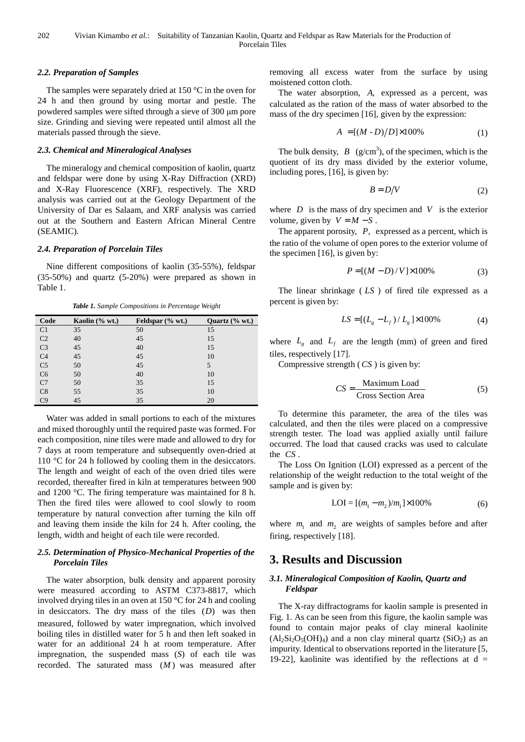### 2.2. Preparation of Samples

The samples were separately dried at 150 °C in the oven for 24 h and then ground by using mortar and pestle. The powdered samples were sifted through a sieve of 300 μm pore size. Grinding and sieving were repeated until almost all the materials passed through the sieve.

### 2.3. Chemical and Mineralogical Analyses

The mineralogy and chemical composition of kaolin, quartz and feldspar were done by using X-Ray Diffraction (XRD) and X-Ray Fluorescence (XRF), respectively. The XRD analysis was carried out at the Geology Department of the University of Dar es Salaam, and XRF analysis was carried out at the Southern and Eastern African Mineral Centre (SEAMIC).

### 2.4. Preparation of Porcelain Tiles

Nine different compositions of kaolin (35-55%), feldspar (35-50%) and quartz (5-20%) were prepared as shown in Table 1.

*Table 1. Sample Compositions in Percentage Weight*

| Code | Kaolin (% wt.) | Feldspar (% wt.) | Quartz (% wt.) |
|---|---|---|---|
| C1 | 35 | 50 | 15 |
| C2 | 40 | 45 | 15 |
| C3 | 45 | 40 | 15 |
| C4 | 45 | 45 | 10 |
| C5 | 50 | 45 | 5 |
| C6 | 50 | 40 | 10 |
| C7 | 50 | 35 | 15 |
| C8 | 55 | 35 | 10 |
| C9 | 45 | 35 | 20 |

Water was added in small portions to each of the mixtures and mixed thoroughly until the required paste was formed. For each composition, nine tiles were made and allowed to dry for 7 days at room temperature and subsequently oven-dried at 110 °C for 24 h followed by cooling them in the desiccators. The length and weight of each of the oven dried tiles were recorded, thereafter fired in kiln at temperatures between 900 and 1200 °C. The firing temperature was maintained for 8 h. Then the fired tiles were allowed to cool slowly to room temperature by natural convection after turning the kiln off and leaving them inside the kiln for 24 h. After cooling, the length, width and height of each tile were recorded.

### 2.5. Determination of Physico-Mechanical Properties of the Porcelain Tiles

The water absorption, bulk density and apparent porosity were measured according to ASTM C373-8817, which involved drying tiles in an oven at 150 °C for 24 h and cooling in desiccators. The dry mass of the tiles ($D$) was then measured, followed by water impregnation, which involved boiling tiles in distilled water for 5 h and then left soaked in water for an additional 24 h at room temperature. After impregnation, the suspended mass ($S$) of each tile was recorded. The saturated mass ($M$) was measured after removing all excess water from the surface by using moistened cotton cloth.

The water absorption, $A$, expressed as a percent, was calculated as the ration of the mass of water absorbed to the mass of the dry specimen [16], given by the expression:

$$A = [(M - D)/D] \times 100\% \tag{1}$$

The bulk density, $B$ (g/cm$^3$), of the specimen, which is the quotient of its dry mass divided by the exterior volume, including pores, [16], is given by:

$$B = D/V \tag{2}$$

where $D$ is the mass of dry specimen and $V$ is the exterior volume, given by $V = M - S$.

The apparent porosity, $P$, expressed as a percent, which is the ratio of the volume of open pores to the exterior volume of the specimen [16], is given by:

$$P = [(M - D)/V] \times 100\% \tag{3}$$

The linear shrinkage ($LS$) of fired tile expressed as a percent is given by:

$$LS = [(L_g - L_f)/L_g] \times 100\% \tag{4}$$

where $L_g$ and $L_f$ are the length (mm) of green and fired tiles, respectively [17].

Compressive strength ($CS$) is given by:

$$CS = \frac{\text{Maximum Load}}{\text{Cross Section Area}} \tag{5}$$

To determine this parameter, the area of the tiles was calculated, and then the tiles were placed on a compressive strength tester. The load was applied axially until failure occurred. The load that caused cracks was used to calculate the $CS$.

The Loss On Ignition (LOI) expressed as a percent of the relationship of the weight reduction to the total weight of the sample and is given by:

$$\text{LOI} = [(m_1 - m_2)/m_1] \times 100\% \tag{6}$$

where $m_1$ and $m_2$ are weights of samples before and after firing, respectively [18].

## 3. Results and Discussion

### 3.1. Mineralogical Composition of Kaolin, Quartz and Feldspar

The X-ray diffractograms for kaolin sample is presented in Fig. 1. As can be seen from this figure, the kaolin sample was found to contain major peaks of clay mineral kaolinite ($Al_2Si_2O_5(OH)_4$) and a non clay mineral quartz ($SiO_2$) as an impurity. Identical to observations reported in the literature [5, 19-22], kaolinite was identified by the reflections at d =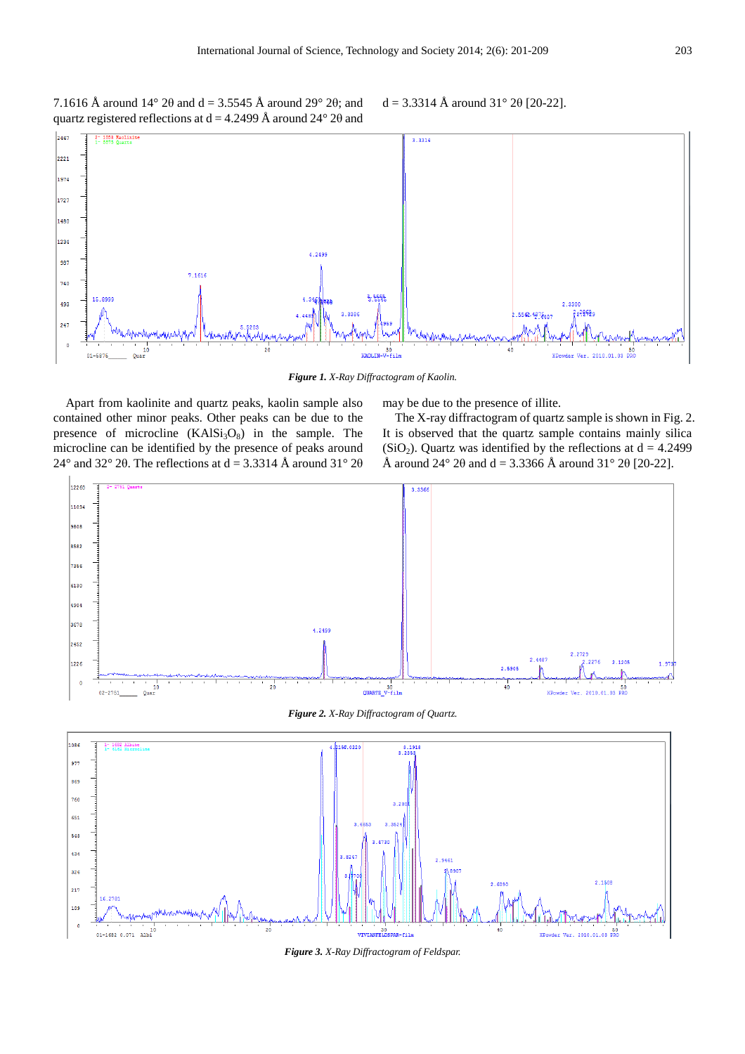7.1616 Å around 14° 2θ and d = 3.5545 Å around 29° 2θ; and quartz registered reflections at d = 4.2499 Å around 24° 2θ and d = 3.3314 Å around 31° 2θ [20-22].

***Figure 1.** X-Ray Diffractogram of Kaolin.*

Apart from kaolinite and quartz peaks, kaolin sample also contained other minor peaks. Other peaks can be due to the presence of microcline ($KAlSi_3O_8$) in the sample. The microcline can be identified by the presence of peaks around 24° and 32° 2θ. The reflections at d = 3.3314 Å around 31° 2θ may be due to the presence of illite.

The X-ray diffractogram of quartz sample is shown in Fig. 2. It is observed that the quartz sample contains mainly silica ($SiO_2$). Quartz was identified by the reflections at d = 4.2499 Å around 24° 2θ and d = 3.3366 Å around 31° 2θ [20-22].

***Figure 2.** X-Ray Diffractogram of Quartz.*

***Figure 3.** X-Ray Diffractogram of Feldspar.*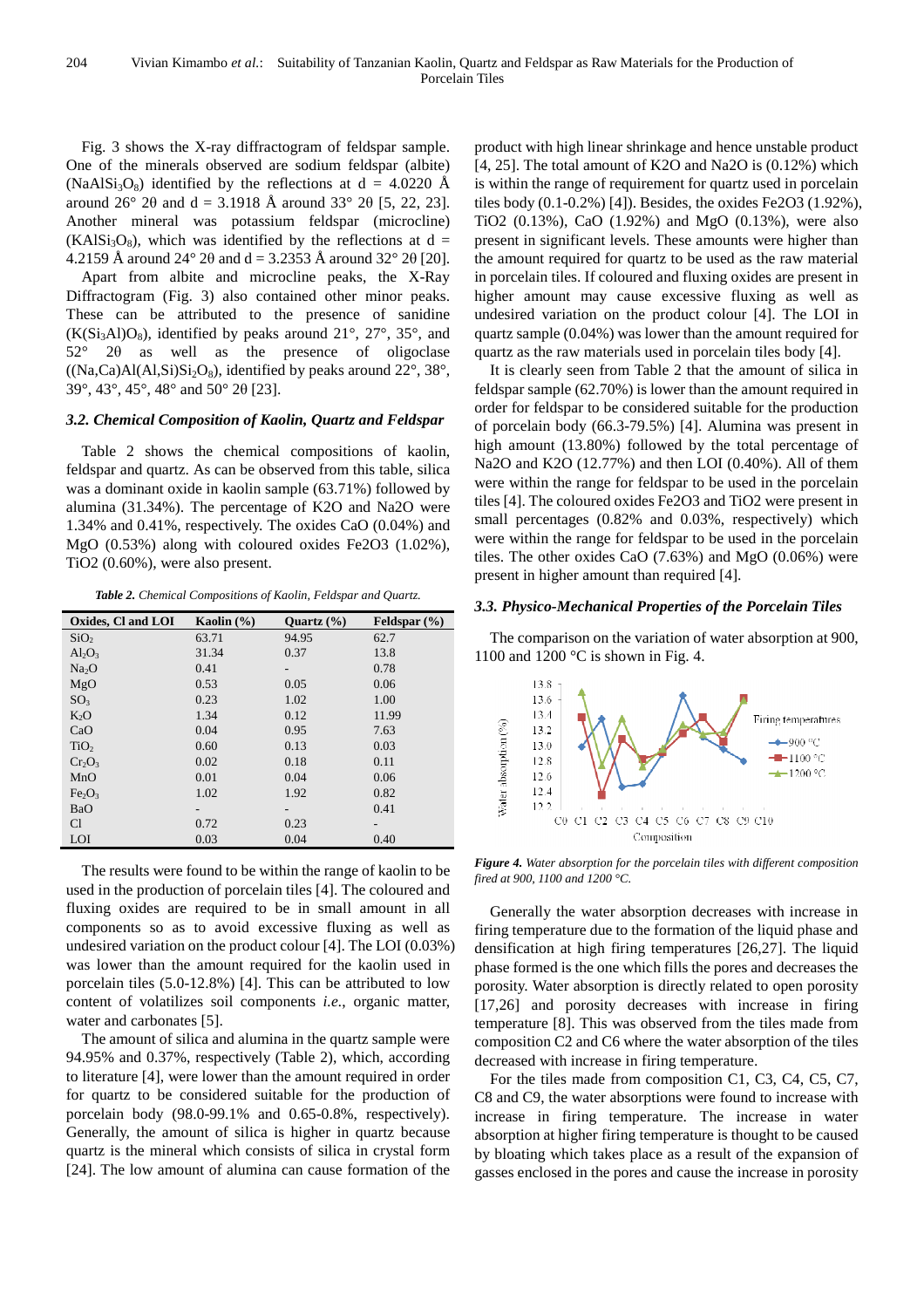Fig. 3 shows the X-ray diffractogram of feldspar sample. One of the minerals observed are sodium feldspar (albite) ($NaAlSi_3O_8$) identified by the reflections at d = 4.0220 Å around 26° 2θ and d = 3.1918 Å around 33° 2θ [5, 22, 23]. Another mineral was potassium feldspar (microcline) ($KAlSi_3O_8$), which was identified by the reflections at d = 4.2159 Å around 24° 2θ and d = 3.2353 Å around 32° 2θ [20].

Apart from albite and microcline peaks, the X-Ray Diffractogram (Fig. 3) also contained other minor peaks. These can be attributed to the presence of sanidine ($K(Si_3Al)O_8$), identified by peaks around 21°, 27°, 35°, and 52° 2θ as well as the presence of oligoclase ($(Na,Ca)Al(Al,Si)Si_2O_8$), identified by peaks around 22°, 38°, 39°, 43°, 45°, 48° and 50° 2θ [23].

### *3.2. Chemical Composition of Kaolin, Quartz and Feldspar*

Table 2 shows the chemical compositions of kaolin, feldspar and quartz. As can be observed from this table, silica was a dominant oxide in kaolin sample (63.71%) followed by alumina (31.34%). The percentage of K2O and Na2O were 1.34% and 0.41%, respectively. The oxides CaO (0.04%) and MgO (0.53%) along with coloured oxides Fe2O3 (1.02%), TiO2 (0.60%), were also present.

***Table 2.*** *Chemical Compositions of Kaolin, Feldspar and Quartz.*

| Oxides, Cl and LOI | Kaolin (%) | Quartz (%) | Feldspar (%) |
|---|---|---|---|
| $SiO_2$ | 63.71 | 94.95 | 62.7 |
| $Al_2O_3$ | 31.34 | 0.37 | 13.8 |
| $Na_2O$ | 0.41 | - | 0.78 |
| MgO | 0.53 | 0.05 | 0.06 |
| $SO_3$ | 0.23 | 1.02 | 1.00 |
| $K_2O$ | 1.34 | 0.12 | 11.99 |
| CaO | 0.04 | 0.95 | 7.63 |
| $TiO_2$ | 0.60 | 0.13 | 0.03 |
| $Cr_2O_3$ | 0.02 | 0.18 | 0.11 |
| MnO | 0.01 | 0.04 | 0.06 |
| $Fe_2O_3$ | 1.02 | 1.92 | 0.82 |
| BaO | - | - | 0.41 |
| Cl | 0.72 | 0.23 | - |
| LOI | 0.03 | 0.04 | 0.40 |

The results were found to be within the range of kaolin to be used in the production of porcelain tiles [4]. The coloured and fluxing oxides are required to be in small amount in all components so as to avoid excessive fluxing as well as undesired variation on the product colour [4]. The LOI (0.03%) was lower than the amount required for the kaolin used in porcelain tiles (5.0-12.8%) [4]. This can be attributed to low content of volatilizes soil components *i.e.*, organic matter, water and carbonates [5].

The amount of silica and alumina in the quartz sample were 94.95% and 0.37%, respectively (Table 2), which, according to literature [4], were lower than the amount required in order for quartz to be considered suitable for the production of porcelain body (98.0-99.1% and 0.65-0.8%, respectively). Generally, the amount of silica is higher in quartz because quartz is the mineral which consists of silica in crystal form [24]. The low amount of alumina can cause formation of the product with high linear shrinkage and hence unstable product [4, 25]. The total amount of K2O and Na2O is (0.12%) which is within the range of requirement for quartz used in porcelain tiles body (0.1-0.2%) [4]). Besides, the oxides Fe2O3 (1.92%), TiO2 (0.13%), CaO (1.92%) and MgO (0.13%), were also present in significant levels. These amounts were higher than the amount required for quartz to be used as the raw material in porcelain tiles. If coloured and fluxing oxides are present in higher amount may cause excessive fluxing as well as undesired variation on the product colour [4]. The LOI in quartz sample (0.04%) was lower than the amount required for quartz as the raw materials used in porcelain tiles body [4].

It is clearly seen from Table 2 that the amount of silica in feldspar sample (62.70%) is lower than the amount required in order for feldspar to be considered suitable for the production of porcelain body (66.3-79.5%) [4]. Alumina was present in high amount (13.80%) followed by the total percentage of Na2O and K2O (12.77%) and then LOI (0.40%). All of them were within the range for feldspar to be used in the porcelain tiles [4]. The coloured oxides Fe2O3 and TiO2 were present in small percentages (0.82% and 0.03%, respectively) which were within the range for feldspar to be used in the porcelain tiles. The other oxides CaO (7.63%) and MgO (0.06%) were present in higher amount than required [4].

### *3.3. Physico-Mechanical Properties of the Porcelain Tiles*

The comparison on the variation of water absorption at 900, 1100 and 1200 °C is shown in Fig. 4.

***Figure 4.*** *Water absorption for the porcelain tiles with different composition fired at 900, 1100 and 1200 °C.*

Generally the water absorption decreases with increase in firing temperature due to the formation of the liquid phase and densification at high firing temperatures [26,27]. The liquid phase formed is the one which fills the pores and decreases the porosity. Water absorption is directly related to open porosity [17,26] and porosity decreases with increase in firing temperature [8]. This was observed from the tiles made from composition C2 and C6 where the water absorption of the tiles decreased with increase in firing temperature.

For the tiles made from composition C1, C3, C4, C5, C7, C8 and C9, the water absorptions were found to increase with increase in firing temperature. The increase in water absorption at higher firing temperature is thought to be caused by bloating which takes place as a result of the expansion of gasses enclosed in the pores and cause the increase in porosity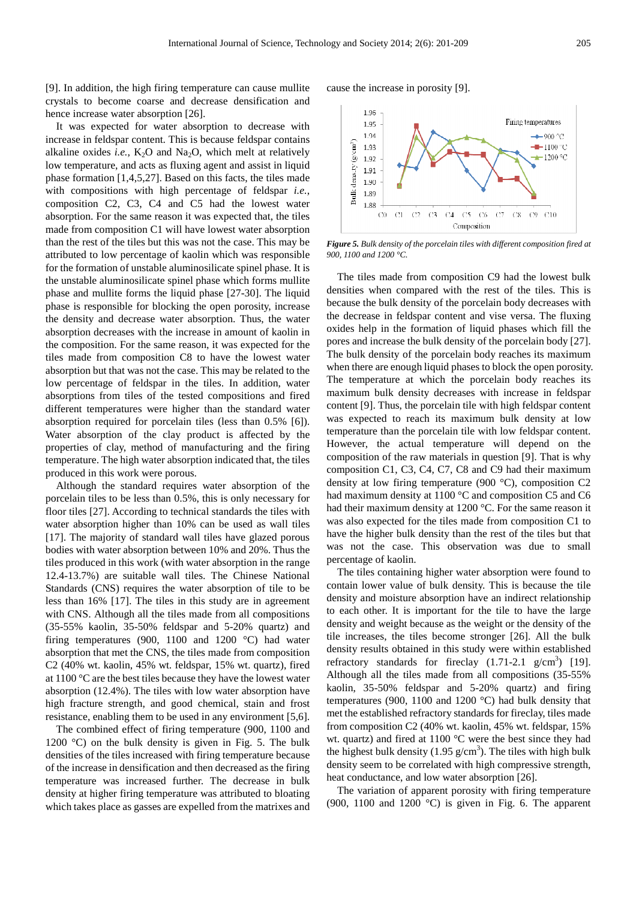[9]. In addition, the high firing temperature can cause mullite crystals to become coarse and decrease densification and hence increase water absorption [26].

It was expected for water absorption to decrease with increase in feldspar content. This is because feldspar contains alkaline oxides *i.e.*, $K_2O$ and $Na_2O$, which melt at relatively low temperature, and acts as fluxing agent and assist in liquid phase formation [1,4,5,27]. Based on this facts, the tiles made with compositions with high percentage of feldspar *i.e.*, composition C2, C3, C4 and C5 had the lowest water absorption. For the same reason it was expected that, the tiles made from composition C1 will have lowest water absorption than the rest of the tiles but this was not the case. This may be attributed to low percentage of kaolin which was responsible for the formation of unstable aluminosilicate spinel phase. It is the unstable aluminosilicate spinel phase which forms mullite phase and mullite forms the liquid phase [27-30]. The liquid phase is responsible for blocking the open porosity, increase the density and decrease water absorption. Thus, the water absorption decreases with the increase in amount of kaolin in the composition. For the same reason, it was expected for the tiles made from composition C8 to have the lowest water absorption but that was not the case. This may be related to the low percentage of feldspar in the tiles. In addition, water absorptions from tiles of the tested compositions and fired different temperatures were higher than the standard water absorption required for porcelain tiles (less than 0.5% [6]). Water absorption of the clay product is affected by the properties of clay, method of manufacturing and the firing temperature. The high water absorption indicated that, the tiles produced in this work were porous.

Although the standard requires water absorption of the porcelain tiles to be less than 0.5%, this is only necessary for floor tiles [27]. According to technical standards the tiles with water absorption higher than 10% can be used as wall tiles [17]. The majority of standard wall tiles have glazed porous bodies with water absorption between 10% and 20%. Thus the tiles produced in this work (with water absorption in the range 12.4-13.7%) are suitable wall tiles. The Chinese National Standards (CNS) requires the water absorption of tile to be less than 16% [17]. The tiles in this study are in agreement with CNS. Although all the tiles made from all compositions (35-55% kaolin, 35-50% feldspar and 5-20% quartz) and firing temperatures (900, 1100 and 1200 °C) had water absorption that met the CNS, the tiles made from composition C2 (40% wt. kaolin, 45% wt. feldspar, 15% wt. quartz), fired at 1100 °C are the best tiles because they have the lowest water absorption (12.4%). The tiles with low water absorption have high fracture strength, and good chemical, stain and frost resistance, enabling them to be used in any environment [5,6].

The combined effect of firing temperature (900, 1100 and 1200 °C) on the bulk density is given in Fig. 5. The bulk densities of the tiles increased with firing temperature because of the increase in densification and then decreased as the firing temperature was increased further. The decrease in bulk density at higher firing temperature was attributed to bloating which takes place as gasses are expelled from the matrixes and cause the increase in porosity [9].

*Figure 5. Bulk density of the porcelain tiles with different composition fired at 900, 1100 and 1200 °C.*

The tiles made from composition C9 had the lowest bulk densities when compared with the rest of the tiles. This is because the bulk density of the porcelain body decreases with the decrease in feldspar content and vise versa. The fluxing oxides help in the formation of liquid phases which fill the pores and increase the bulk density of the porcelain body [27]. The bulk density of the porcelain body reaches its maximum when there are enough liquid phases to block the open porosity. The temperature at which the porcelain body reaches its maximum bulk density decreases with increase in feldspar content [9]. Thus, the porcelain tile with high feldspar content was expected to reach its maximum bulk density at low temperature than the porcelain tile with low feldspar content. However, the actual temperature will depend on the composition of the raw materials in question [9]. That is why composition C1, C3, C4, C7, C8 and C9 had their maximum density at low firing temperature (900 °C), composition C2 had maximum density at 1100 °C and composition C5 and C6 had their maximum density at 1200 °C. For the same reason it was also expected for the tiles made from composition C1 to have the higher bulk density than the rest of the tiles but that was not the case. This observation was due to small percentage of kaolin.

The tiles containing higher water absorption were found to contain lower value of bulk density. This is because the tile density and moisture absorption have an indirect relationship to each other. It is important for the tile to have the large density and weight because as the weight or the density of the tile increases, the tiles become stronger [26]. All the bulk density results obtained in this study were within established refractory standards for fireclay (1.71-2.1 $g/cm^3$) [19]. Although all the tiles made from all compositions (35-55% kaolin, 35-50% feldspar and 5-20% quartz) and firing temperatures (900, 1100 and 1200 °C) had bulk density that met the established refractory standards for fireclay, tiles made from composition C2 (40% wt. kaolin, 45% wt. feldspar, 15% wt. quartz) and fired at 1100 °C were the best since they had the highest bulk density (1.95 $g/cm^3$). The tiles with high bulk density seem to be correlated with high compressive strength, heat conductance, and low water absorption [26].

The variation of apparent porosity with firing temperature (900, 1100 and 1200 °C) is given in Fig. 6. The apparent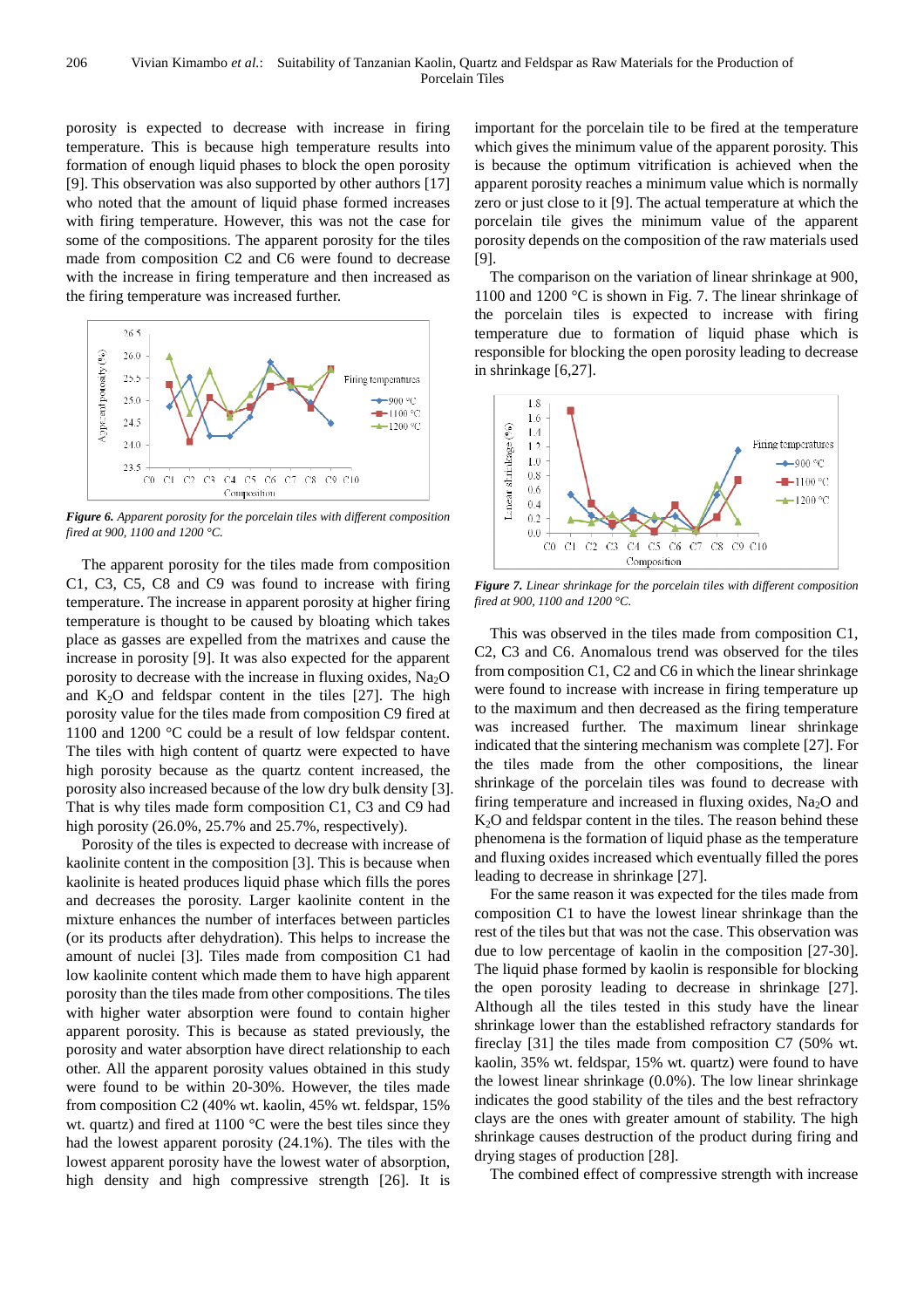porosity is expected to decrease with increase in firing temperature. This is because high temperature results into formation of enough liquid phases to block the open porosity [9]. This observation was also supported by other authors [17] who noted that the amount of liquid phase formed increases with firing temperature. However, this was not the case for some of the compositions. The apparent porosity for the tiles made from composition C2 and C6 were found to decrease with the increase in firing temperature and then increased as the firing temperature was increased further.

***Figure 6.*** *Apparent porosity for the porcelain tiles with different composition fired at 900, 1100 and 1200 °C.*

The apparent porosity for the tiles made from composition C1, C3, C5, C8 and C9 was found to increase with firing temperature. The increase in apparent porosity at higher firing temperature is thought to be caused by bloating which takes place as gasses are expelled from the matrixes and cause the increase in porosity [9]. It was also expected for the apparent porosity to decrease with the increase in fluxing oxides, $Na_2O$ and $K_2O$ and feldspar content in the tiles [27]. The high porosity value for the tiles made from composition C9 fired at 1100 and 1200 °C could be a result of low feldspar content. The tiles with high content of quartz were expected to have high porosity because as the quartz content increased, the porosity also increased because of the low dry bulk density [3]. That is why tiles made form composition C1, C3 and C9 had high porosity (26.0%, 25.7% and 25.7%, respectively).

Porosity of the tiles is expected to decrease with increase of kaolinite content in the composition [3]. This is because when kaolinite is heated produces liquid phase which fills the pores and decreases the porosity. Larger kaolinite content in the mixture enhances the number of interfaces between particles (or its products after dehydration). This helps to increase the amount of nuclei [3]. Tiles made from composition C1 had low kaolinite content which made them to have high apparent porosity than the tiles made from other compositions. The tiles with higher water absorption were found to contain higher apparent porosity. This is because as stated previously, the porosity and water absorption have direct relationship to each other. All the apparent porosity values obtained in this study were found to be within 20-30%. However, the tiles made from composition C2 (40% wt. kaolin, 45% wt. feldspar, 15% wt. quartz) and fired at 1100 °C were the best tiles since they had the lowest apparent porosity (24.1%). The tiles with the lowest apparent porosity have the lowest water of absorption, high density and high compressive strength [26]. It is important for the porcelain tile to be fired at the temperature which gives the minimum value of the apparent porosity. This is because the optimum vitrification is achieved when the apparent porosity reaches a minimum value which is normally zero or just close to it [9]. The actual temperature at which the porcelain tile gives the minimum value of the apparent porosity depends on the composition of the raw materials used [9].

The comparison on the variation of linear shrinkage at 900, 1100 and 1200 °C is shown in Fig. 7. The linear shrinkage of the porcelain tiles is expected to increase with firing temperature due to formation of liquid phase which is responsible for blocking the open porosity leading to decrease in shrinkage [6,27].

***Figure 7.*** *Linear shrinkage for the porcelain tiles with different composition fired at 900, 1100 and 1200 °C.*

This was observed in the tiles made from composition C1, C2, C3 and C6. Anomalous trend was observed for the tiles from composition C1, C2 and C6 in which the linear shrinkage were found to increase with increase in firing temperature up to the maximum and then decreased as the firing temperature was increased further. The maximum linear shrinkage indicated that the sintering mechanism was complete [27]. For the tiles made from the other compositions, the linear shrinkage of the porcelain tiles was found to decrease with firing temperature and increased in fluxing oxides, $Na_2O$ and $K_2O$ and feldspar content in the tiles. The reason behind these phenomena is the formation of liquid phase as the temperature and fluxing oxides increased which eventually filled the pores leading to decrease in shrinkage [27].

For the same reason it was expected for the tiles made from composition C1 to have the lowest linear shrinkage than the rest of the tiles but that was not the case. This observation was due to low percentage of kaolin in the composition [27-30]. The liquid phase formed by kaolin is responsible for blocking the open porosity leading to decrease in shrinkage [27]. Although all the tiles tested in this study have the linear shrinkage lower than the established refractory standards for fireclay [31] the tiles made from composition C7 (50% wt. kaolin, 35% wt. feldspar, 15% wt. quartz) were found to have the lowest linear shrinkage (0.0%). The low linear shrinkage indicates the good stability of the tiles and the best refractory clays are the ones with greater amount of stability. The high shrinkage causes destruction of the product during firing and drying stages of production [28].

The combined effect of compressive strength with increase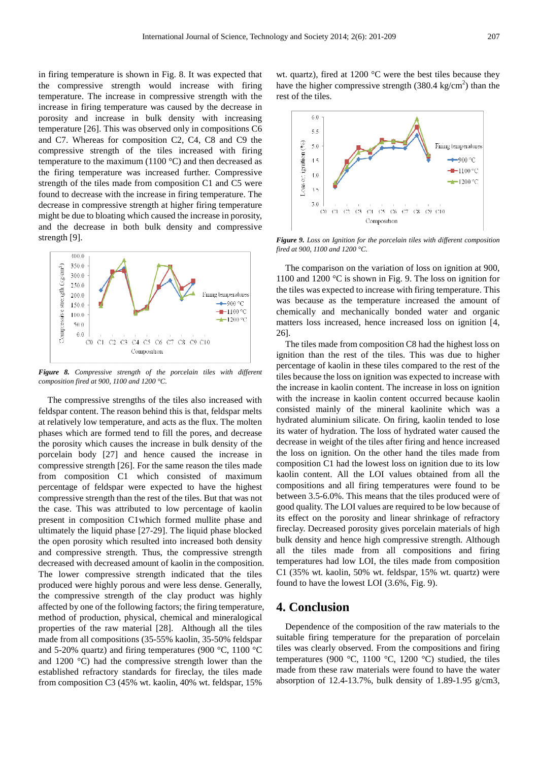in firing temperature is shown in Fig. 8. It was expected that the compressive strength would increase with firing temperature. The increase in compressive strength with the increase in firing temperature was caused by the decrease in porosity and increase in bulk density with increasing temperature [26]. This was observed only in compositions C6 and C7. Whereas for composition C2, C4, C8 and C9 the compressive strength of the tiles increased with firing temperature to the maximum (1100 °C) and then decreased as the firing temperature was increased further. Compressive strength of the tiles made from composition C1 and C5 were found to decrease with the increase in firing temperature. The decrease in compressive strength at higher firing temperature might be due to bloating which caused the increase in porosity, and the decrease in both bulk density and compressive strength [9].

***Figure 8.*** *Compressive strength of the porcelain tiles with different composition fired at 900, 1100 and 1200 °C.*

The compressive strengths of the tiles also increased with feldspar content. The reason behind this is that, feldspar melts at relatively low temperature, and acts as the flux. The molten phases which are formed tend to fill the pores, and decrease the porosity which causes the increase in bulk density of the porcelain body [27] and hence caused the increase in compressive strength [26]. For the same reason the tiles made from composition C1 which consisted of maximum percentage of feldspar were expected to have the highest compressive strength than the rest of the tiles. But that was not the case. This was attributed to low percentage of kaolin present in composition C1which formed mullite phase and ultimately the liquid phase [27-29]. The liquid phase blocked the open porosity which resulted into increased both density and compressive strength. Thus, the compressive strength decreased with decreased amount of kaolin in the composition. The lower compressive strength indicated that the tiles produced were highly porous and were less dense. Generally, the compressive strength of the clay product was highly affected by one of the following factors; the firing temperature, method of production, physical, chemical and mineralogical properties of the raw material [28]. Although all the tiles made from all compositions (35-55% kaolin, 35-50% feldspar and 5-20% quartz) and firing temperatures (900 °C, 1100 °C and 1200 °C) had the compressive strength lower than the established refractory standards for fireclay, the tiles made from composition C3 (45% wt. kaolin, 40% wt. feldspar, 15% wt. quartz), fired at 1200 °C were the best tiles because they have the higher compressive strength (380.4 kg/cm$^2$) than the rest of the tiles.

***Figure 9.*** *Loss on Ignition for the porcelain tiles with different composition fired at 900, 1100 and 1200 °C.*

The comparison on the variation of loss on ignition at 900, 1100 and 1200 °C is shown in Fig. 9. The loss on ignition for the tiles was expected to increase with firing temperature. This was because as the temperature increase the amount of chemically and mechanically bonded water and organic matters loss increased, hence increased loss on ignition [4, 26].

The tiles made from composition C8 had the highest loss on ignition than the rest of the tiles. This was due to higher percentage of kaolin in these tiles compared to the rest of the tiles because the loss on ignition was expected to increase with the increase in kaolin content. The increase in loss on ignition with the increase in kaolin content occurred because kaolin consisted mainly of the mineral kaolinite which was a hydrated aluminium silicate. On firing, kaolin tended to lose its water of hydration. The loss of hydrated water caused the decrease in weight of the tiles after firing and hence increased the loss on ignition. On the other hand the tiles made from composition C1 had the lowest loss on ignition due to its low kaolin content. All the LOI values obtained from all the compositions and all firing temperatures were found to be between 3.5-6.0%. This means that the tiles produced were of good quality. The LOI values are required to be low because of its effect on the porosity and linear shrinkage of refractory fireclay. Decreased porosity gives porcelain materials of high bulk density and hence high compressive strength. Although all the tiles made from all compositions and firing temperatures had low LOI, the tiles made from composition C1 (35% wt. kaolin, 50% wt. feldspar, 15% wt. quartz) were found to have the lowest LOI (3.6%, Fig. 9).

# 4. Conclusion

Dependence of the composition of the raw materials to the suitable firing temperature for the preparation of porcelain tiles was clearly observed. From the compositions and firing temperatures (900 °C, 1100 °C, 1200 °C) studied, the tiles made from these raw materials were found to have the water absorption of 12.4-13.7%, bulk density of 1.89-1.95 g/cm3,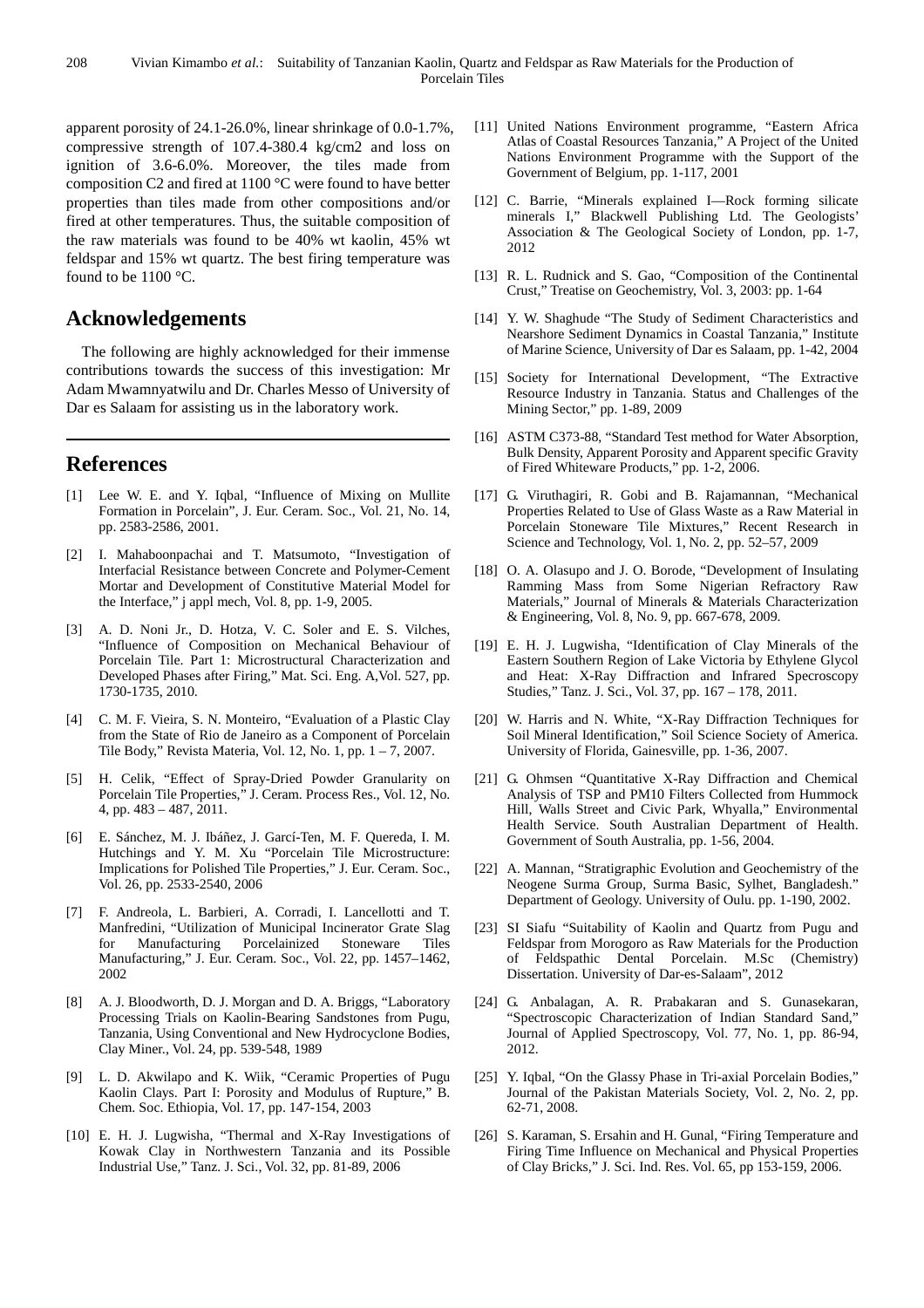apparent porosity of 24.1-26.0%, linear shrinkage of 0.0-1.7%, compressive strength of 107.4-380.4 kg/cm2 and loss on ignition of 3.6-6.0%. Moreover, the tiles made from composition C2 and fired at 1100 °C were found to have better properties than tiles made from other compositions and/or fired at other temperatures. Thus, the suitable composition of the raw materials was found to be 40% wt kaolin, 45% wt feldspar and 15% wt quartz. The best firing temperature was found to be 1100 °C.

## Acknowledgements

The following are highly acknowledged for their immense contributions towards the success of this investigation: Mr Adam Mwamnyatwilu and Dr. Charles Messo of University of Dar es Salaam for assisting us in the laboratory work.

## References

[1] Lee W. E. and Y. Iqbal, "Influence of Mixing on Mullite Formation in Porcelain", J. Eur. Ceram. Soc., Vol. 21, No. 14, pp. 2583-2586, 2001.

[2] I. Mahaboonpachai and T. Matsumoto, "Investigation of Interfacial Resistance between Concrete and Polymer-Cement Mortar and Development of Constitutive Material Model for the Interface," j appl mech, Vol. 8, pp. 1-9, 2005.

[3] A. D. Noni Jr., D. Hotza, V. C. Soler and E. S. Vilches, "Influence of Composition on Mechanical Behaviour of Porcelain Tile. Part 1: Microstructural Characterization and Developed Phases after Firing," Mat. Sci. Eng. A,Vol. 527, pp. 1730-1735, 2010.

[4] C. M. F. Vieira, S. N. Monteiro, "Evaluation of a Plastic Clay from the State of Rio de Janeiro as a Component of Porcelain Tile Body," Revista Materia, Vol. 12, No. 1, pp. 1 – 7, 2007.

[5] H. Celik, "Effect of Spray-Dried Powder Granularity on Porcelain Tile Properties," J. Ceram. Process Res., Vol. 12, No. 4, pp. 483 – 487, 2011.

[6] E. Sánchez, M. J. Ibáñez, J. Garcí-Ten, M. F. Quereda, I. M. Hutchings and Y. M. Xu "Porcelain Tile Microstructure: Implications for Polished Tile Properties," J. Eur. Ceram. Soc., Vol. 26, pp. 2533-2540, 2006

[7] F. Andreola, L. Barbieri, A. Corradi, I. Lancellotti and T. Manfredini, "Utilization of Municipal Incinerator Grate Slag for Manufacturing Porcelainized Stoneware Tiles Manufacturing," J. Eur. Ceram. Soc., Vol. 22, pp. 1457–1462, 2002

[8] A. J. Bloodworth, D. J. Morgan and D. A. Briggs, "Laboratory Processing Trials on Kaolin-Bearing Sandstones from Pugu, Tanzania, Using Conventional and New Hydrocyclone Bodies, Clay Miner., Vol. 24, pp. 539-548, 1989

[9] L. D. Akwilapo and K. Wiik, "Ceramic Properties of Pugu Kaolin Clays. Part I: Porosity and Modulus of Rupture," B. Chem. Soc. Ethiopia, Vol. 17, pp. 147-154, 2003

[10] E. H. J. Lugwisha, "Thermal and X-Ray Investigations of Kowak Clay in Northwestern Tanzania and its Possible Industrial Use," Tanz. J. Sci., Vol. 32, pp. 81-89, 2006

[11] United Nations Environment programme, "Eastern Africa Atlas of Coastal Resources Tanzania," A Project of the United Nations Environment Programme with the Support of the Government of Belgium, pp. 1-117, 2001

[12] C. Barrie, "Minerals explained I—Rock forming silicate minerals I," Blackwell Publishing Ltd. The Geologists' Association & The Geological Society of London, pp. 1-7, 2012

[13] R. L. Rudnick and S. Gao, "Composition of the Continental Crust," Treatise on Geochemistry, Vol. 3, 2003: pp. 1-64

[14] Y. W. Shaghude "The Study of Sediment Characteristics and Nearshore Sediment Dynamics in Coastal Tanzania," Institute of Marine Science, University of Dar es Salaam, pp. 1-42, 2004

[15] Society for International Development, "The Extractive Resource Industry in Tanzania. Status and Challenges of the Mining Sector," pp. 1-89, 2009

[16] ASTM C373-88, "Standard Test method for Water Absorption, Bulk Density, Apparent Porosity and Apparent specific Gravity of Fired Whiteware Products," pp. 1-2, 2006.

[17] G. Viruthagiri, R. Gobi and B. Rajamannan, "Mechanical Properties Related to Use of Glass Waste as a Raw Material in Porcelain Stoneware Tile Mixtures," Recent Research in Science and Technology, Vol. 1, No. 2, pp. 52–57, 2009

[18] O. A. Olasupo and J. O. Borode, "Development of Insulating Ramming Mass from Some Nigerian Refractory Raw Materials," Journal of Minerals & Materials Characterization & Engineering, Vol. 8, No. 9, pp. 667-678, 2009.

[19] E. H. J. Lugwisha, "Identification of Clay Minerals of the Eastern Southern Region of Lake Victoria by Ethylene Glycol and Heat: X-Ray Diffraction and Infrared Specroscopy Studies," Tanz. J. Sci., Vol. 37, pp. 167 – 178, 2011.

[20] W. Harris and N. White, "X-Ray Diffraction Techniques for Soil Mineral Identification," Soil Science Society of America. University of Florida, Gainesville, pp. 1-36, 2007.

[21] G. Ohmsen "Quantitative X-Ray Diffraction and Chemical Analysis of TSP and PM10 Filters Collected from Hummock Hill, Walls Street and Civic Park, Whyalla," Environmental Health Service. South Australian Department of Health. Government of South Australia, pp. 1-56, 2004.

[22] A. Mannan, "Stratigraphic Evolution and Geochemistry of the Neogene Surma Group, Surma Basic, Sylhet, Bangladesh." Department of Geology. University of Oulu. pp. 1-190, 2002.

[23] SI Siafu "Suitability of Kaolin and Quartz from Pugu and Feldspar from Morogoro as Raw Materials for the Production of Feldspathic Dental Porcelain. M.Sc (Chemistry) Dissertation. University of Dar-es-Salaam", 2012

[24] G. Anbalagan, A. R. Prabakaran and S. Gunasekaran, "Spectroscopic Characterization of Indian Standard Sand," Journal of Applied Spectroscopy, Vol. 77, No. 1, pp. 86-94, 2012.

[25] Y. Iqbal, "On the Glassy Phase in Tri-axial Porcelain Bodies," Journal of the Pakistan Materials Society, Vol. 2, No. 2, pp. 62-71, 2008.

[26] S. Karaman, S. Ersahin and H. Gunal, "Firing Temperature and Firing Time Influence on Mechanical and Physical Properties of Clay Bricks," J. Sci. Ind. Res. Vol. 65, pp 153-159, 2006.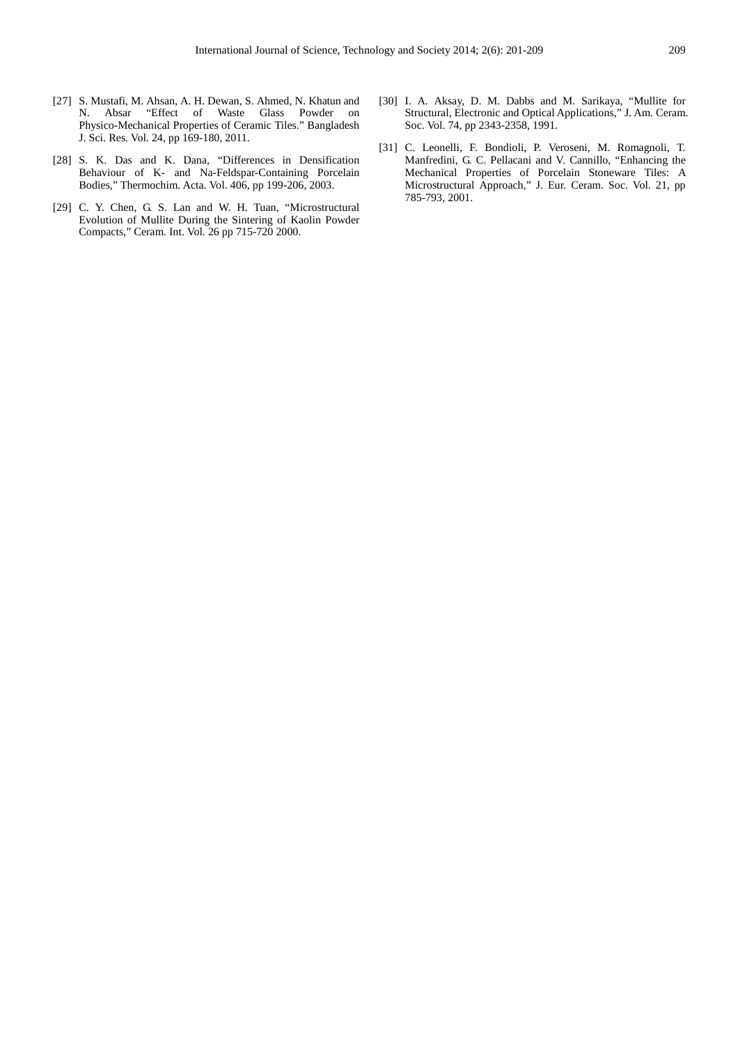[27] S. Mustafi, M. Ahsan, A. H. Dewan, S. Ahmed, N. Khatun and N. Absar "Effect of Waste Glass Powder on Physico-Mechanical Properties of Ceramic Tiles." Bangladesh J. Sci. Res. Vol. 24, pp 169-180, 2011.

[28] S. K. Das and K. Dana, "Differences in Densification Behaviour of K- and Na-Feldspar-Containing Porcelain Bodies," Thermochim. Acta. Vol. 406, pp 199-206, 2003.

[29] C. Y. Chen, G. S. Lan and W. H. Tuan, "Microstructural Evolution of Mullite During the Sintering of Kaolin Powder Compacts," Ceram. Int. Vol. 26 pp 715-720 2000.

[30] I. A. Aksay, D. M. Dabbs and M. Sarikaya, "Mullite for Structural, Electronic and Optical Applications," J. Am. Ceram. Soc. Vol. 74, pp 2343-2358, 1991.

[31] C. Leonelli, F. Bondioli, P. Veroseni, M. Romagnoli, T. Manfredini, G. C. Pellacani and V. Cannillo, "Enhancing the Mechanical Properties of Porcelain Stoneware Tiles: A Microstructural Approach," J. Eur. Ceram. Soc. Vol. 21, pp 785-793, 2001.